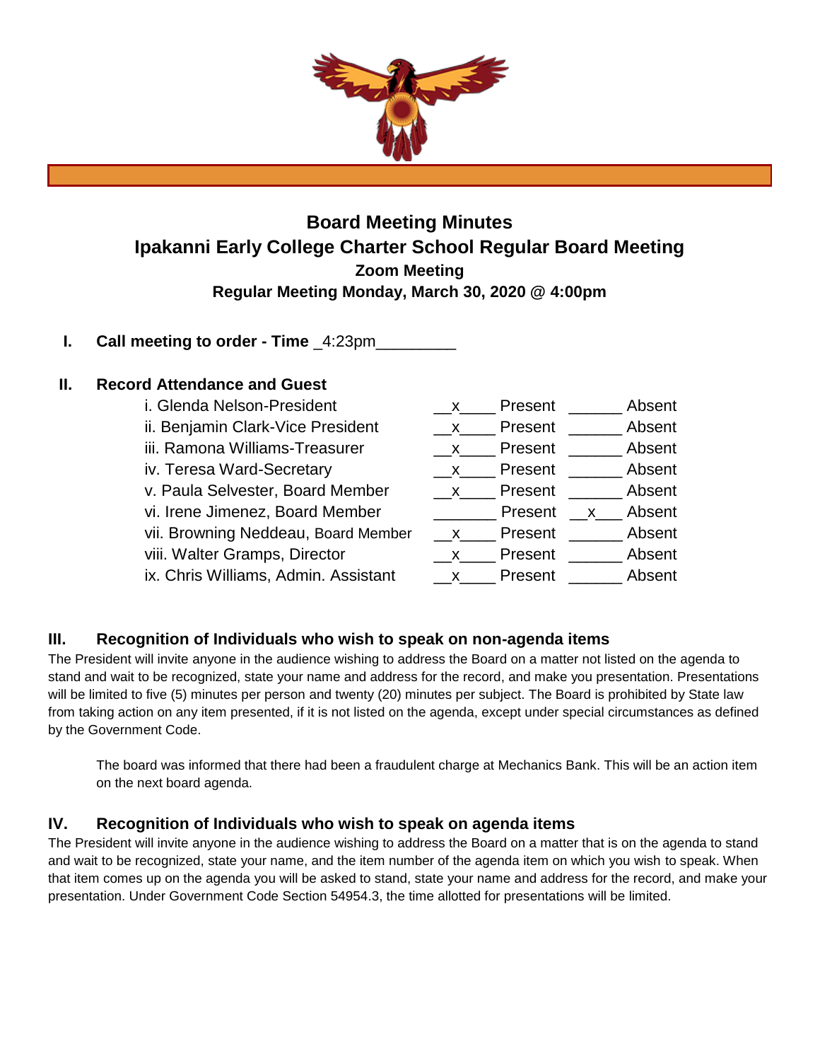# Board Meeting Minutes

## Ipakanni Early College Charter School Regular Board Meeting

**Zoom Meeting**

**Regular Meeting Monday, March 30, 2020 @ 4:00pm**

**I. Call meeting to order - Time** _4:23pm_________

**II. Record Attendance and Guest**

| | | | | |
|---|---|---|---|---|
| i. Glenda Nelson-President | __x____ | Present | ______ | Absent |
| ii. Benjamin Clark-Vice President | __x____ | Present | ______ | Absent |
| iii. Ramona Williams-Treasurer | __x____ | Present | ______ | Absent |
| iv. Teresa Ward-Secretary | __x____ | Present | ______ | Absent |
| v. Paula Selvester, Board Member | __x____ | Present | ______ | Absent |
| vi. Irene Jimenez, Board Member | _______ | Present | __x___ | Absent |
| vii. Browning Neddeau, Board Member | __x____ | Present | ______ | Absent |
| viii. Walter Gramps, Director | __x____ | Present | ______ | Absent |
| ix. Chris Williams, Admin. Assistant | __x____ | Present | ______ | Absent |

## III. Recognition of Individuals who wish to speak on non-agenda items

The President will invite anyone in the audience wishing to address the Board on a matter not listed on the agenda to stand and wait to be recognized, state your name and address for the record, and make you presentation. Presentations will be limited to five (5) minutes per person and twenty (20) minutes per subject. The Board is prohibited by State law from taking action on any item presented, if it is not listed on the agenda, except under special circumstances as defined by the Government Code.

The board was informed that there had been a fraudulent charge at Mechanics Bank. This will be an action item on the next board agenda.

## IV. Recognition of Individuals who wish to speak on agenda items

The President will invite anyone in the audience wishing to address the Board on a matter that is on the agenda to stand and wait to be recognized, state your name, and the item number of the agenda item on which you wish to speak. When that item comes up on the agenda you will be asked to stand, state your name and address for the record, and make your presentation. Under Government Code Section 54954.3, the time allotted for presentations will be limited.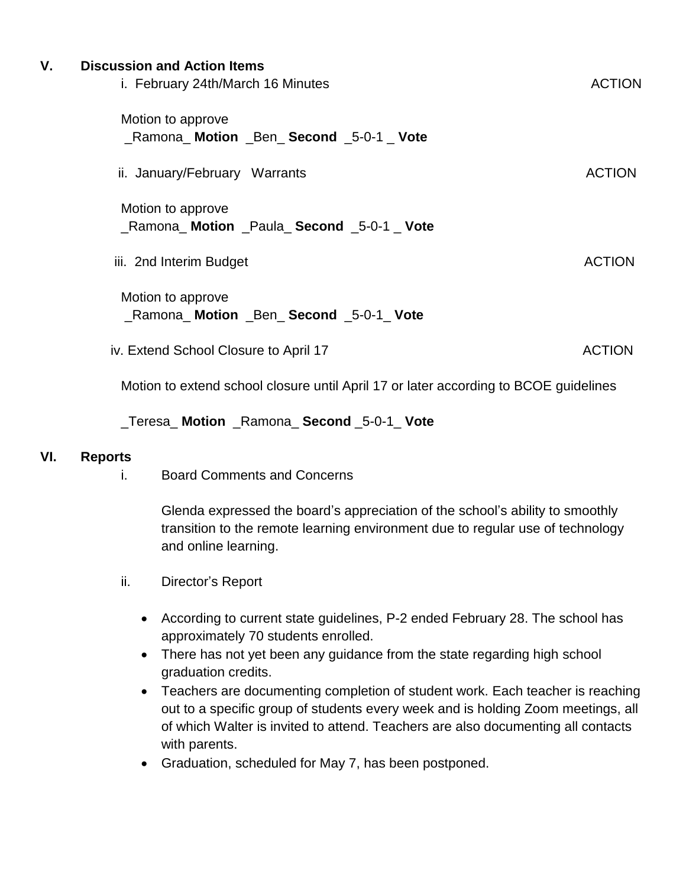## V. Discussion and Action Items

i. February 24th/March 16 Minutes ACTION

Motion to approve
_Ramona_ **Motion** _Ben_ **Second** _5-0-1 _ **Vote**

ii. January/February Warrants ACTION

Motion to approve
_Ramona_ **Motion** _Paula_ **Second** _5-0-1 _ **Vote**

iii. 2nd Interim Budget ACTION

Motion to approve
_Ramona_ **Motion** _Ben_ **Second** _5-0-1_ **Vote**

iv. Extend School Closure to April 17 ACTION

Motion to extend school closure until April 17 or later according to BCOE guidelines

_Teresa_ **Motion** _Ramona_ **Second** _5-0-1_ **Vote**

## VI. Reports

i. Board Comments and Concerns

Glenda expressed the board's appreciation of the school's ability to smoothly transition to the remote learning environment due to regular use of technology and online learning.

ii. Director's Report

- According to current state guidelines, P-2 ended February 28. The school has approximately 70 students enrolled.
- There has not yet been any guidance from the state regarding high school graduation credits.
- Teachers are documenting completion of student work. Each teacher is reaching out to a specific group of students every week and is holding Zoom meetings, all of which Walter is invited to attend. Teachers are also documenting all contacts with parents.
- Graduation, scheduled for May 7, has been postponed.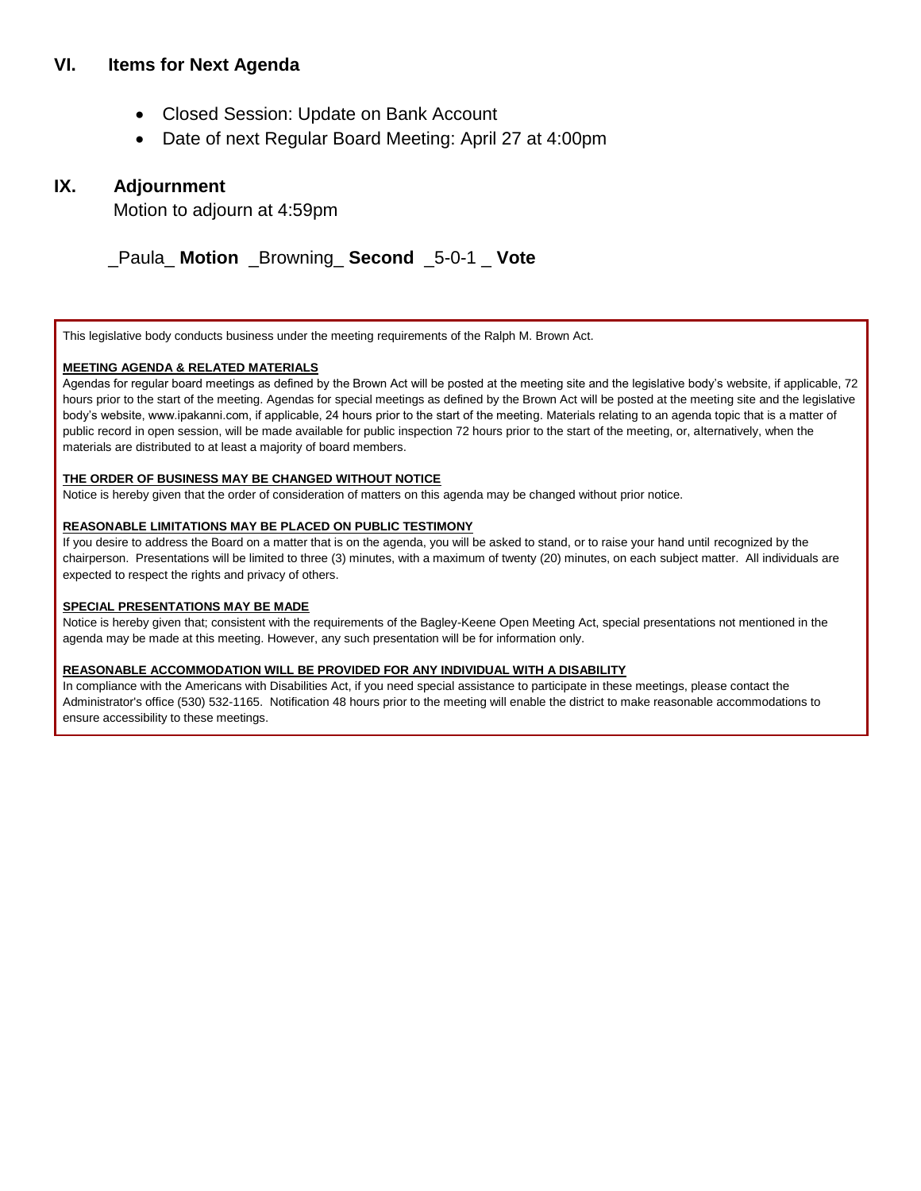## VI. Items for Next Agenda

- Closed Session: Update on Bank Account
- Date of next Regular Board Meeting: April 27 at 4:00pm

## IX. Adjournment

Motion to adjourn at 4:59pm

_Paula_ **Motion** _Browning_ **Second** _5-0-1 _ **Vote**

This legislative body conducts business under the meeting requirements of the Ralph M. Brown Act.

**MEETING AGENDA & RELATED MATERIALS**

Agendas for regular board meetings as defined by the Brown Act will be posted at the meeting site and the legislative body's website, if applicable, 72 hours prior to the start of the meeting. Agendas for special meetings as defined by the Brown Act will be posted at the meeting site and the legislative body's website, www.ipakanni.com, if applicable, 24 hours prior to the start of the meeting. Materials relating to an agenda topic that is a matter of public record in open session, will be made available for public inspection 72 hours prior to the start of the meeting, or, alternatively, when the materials are distributed to at least a majority of board members.

**THE ORDER OF BUSINESS MAY BE CHANGED WITHOUT NOTICE**

Notice is hereby given that the order of consideration of matters on this agenda may be changed without prior notice.

**REASONABLE LIMITATIONS MAY BE PLACED ON PUBLIC TESTIMONY**

If you desire to address the Board on a matter that is on the agenda, you will be asked to stand, or to raise your hand until recognized by the chairperson. Presentations will be limited to three (3) minutes, with a maximum of twenty (20) minutes, on each subject matter. All individuals are expected to respect the rights and privacy of others.

**SPECIAL PRESENTATIONS MAY BE MADE**

Notice is hereby given that; consistent with the requirements of the Bagley-Keene Open Meeting Act, special presentations not mentioned in the agenda may be made at this meeting. However, any such presentation will be for information only.

**REASONABLE ACCOMMODATION WILL BE PROVIDED FOR ANY INDIVIDUAL WITH A DISABILITY**

In compliance with the Americans with Disabilities Act, if you need special assistance to participate in these meetings, please contact the Administrator's office (530) 532-1165. Notification 48 hours prior to the meeting will enable the district to make reasonable accommodations to ensure accessibility to these meetings.